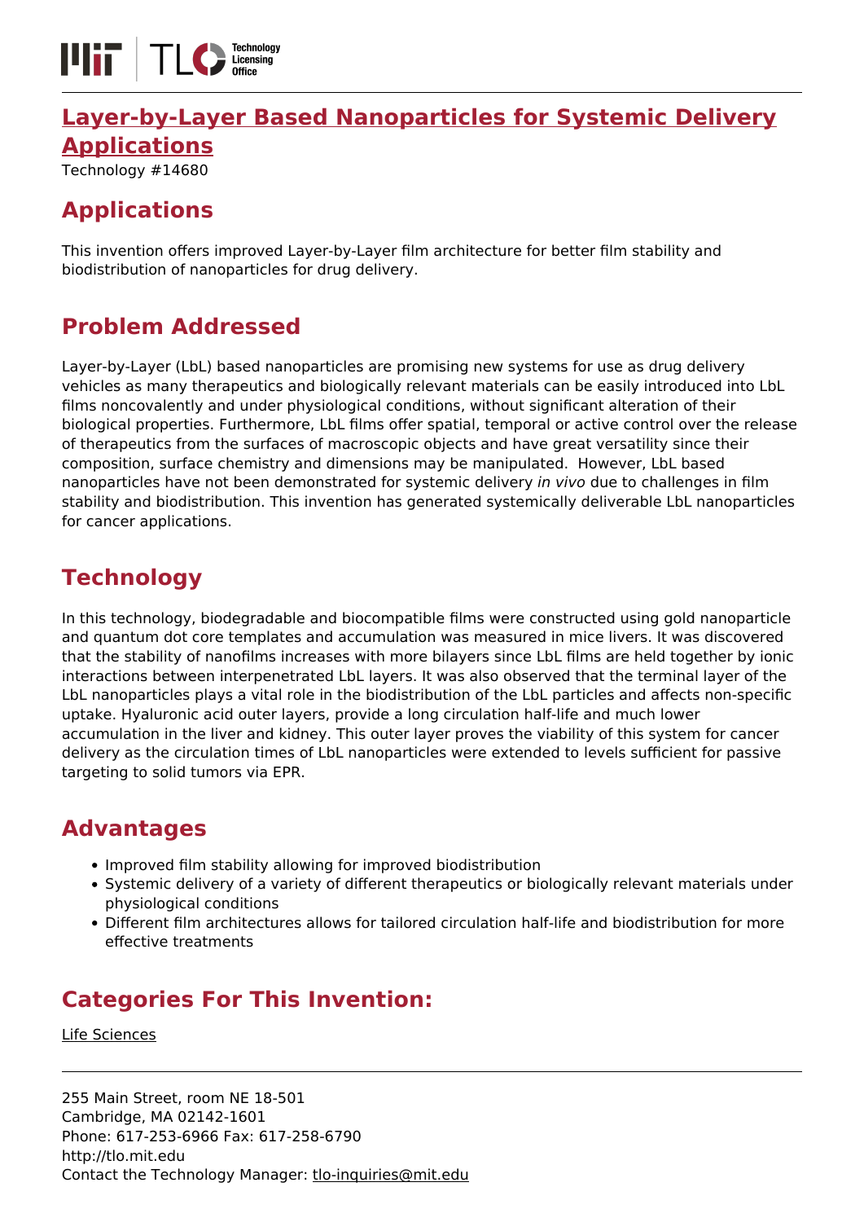# Layer-by-Layer Based Nanoparticles for Systemic Delivery Applications

Technology #14680

## Applications

This invention offers improved Layer-by-Layer film architecture for better film stability and biodistribution of nanoparticles for drug delivery.

## Problem Addressed

Layer-by-Layer (LbL) based nanoparticles are promising new systems for use as drug delivery vehicles as many therapeutics and biologically relevant materials can be easily introduced into LbL films noncovalently and under physiological conditions, without significant alteration of their biological properties. Furthermore, LbL films offer spatial, temporal or active control over the release of therapeutics from the surfaces of macroscopic objects and have great versatility since their composition, surface chemistry and dimensions may be manipulated.  However, LbL based nanoparticles have not been demonstrated for systemic delivery *in vivo* due to challenges in film stability and biodistribution. This invention has generated systemically deliverable LbL nanoparticles for cancer applications.

## Technology

In this technology, biodegradable and biocompatible films were constructed using gold nanoparticle and quantum dot core templates and accumulation was measured in mice livers. It was discovered that the stability of nanofilms increases with more bilayers since LbL films are held together by ionic interactions between interpenetrated LbL layers. It was also observed that the terminal layer of the LbL nanoparticles plays a vital role in the biodistribution of the LbL particles and affects non-specific uptake. Hyaluronic acid outer layers, provide a long circulation half-life and much lower accumulation in the liver and kidney. This outer layer proves the viability of this system for cancer delivery as the circulation times of LbL nanoparticles were extended to levels sufficient for passive targeting to solid tumors via EPR.

## Advantages

- Improved film stability allowing for improved biodistribution
- Systemic delivery of a variety of different therapeutics or biologically relevant materials under physiological conditions
- Different film architectures allows for tailored circulation half-life and biodistribution for more effective treatments

## Categories For This Invention:

Life Sciences

255 Main Street, room NE 18-501
Cambridge, MA 02142-1601
Phone: 617-253-6966 Fax: 617-258-6790
http://tlo.mit.edu
Contact the Technology Manager: tlo-inquiries@mit.edu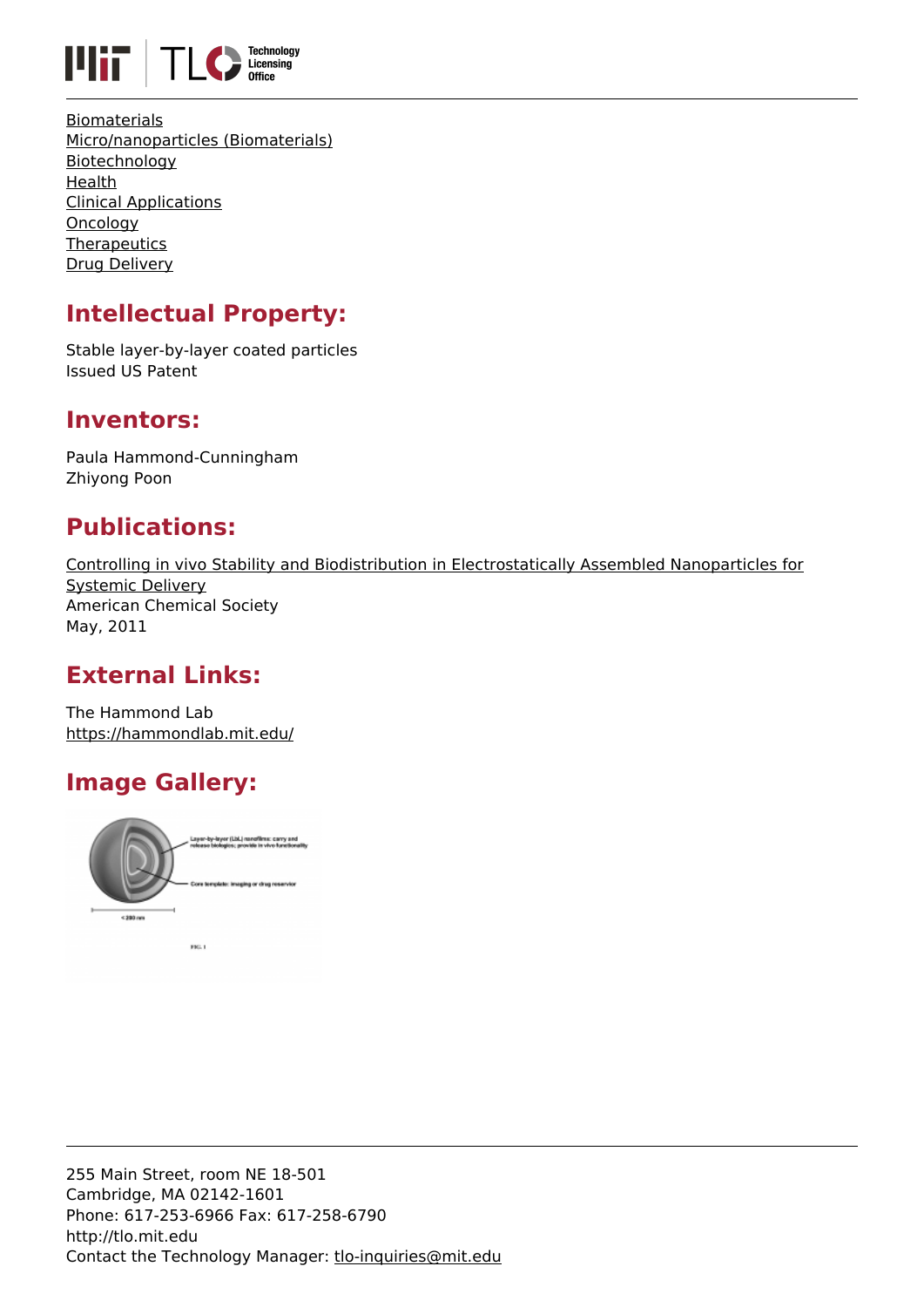[Biomaterials](#)
[Micro/nanoparticles (Biomaterials)](#)
[Biotechnology](#)
[Health](#)
[Clinical Applications](#)
[Oncology](#)
[Therapeutics](#)
[Drug Delivery](#)

## Intellectual Property:

Stable layer-by-layer coated particles
Issued US Patent

## Inventors:

Paula Hammond-Cunningham
Zhiyong Poon

## Publications:

[Controlling in vivo Stability and Biodistribution in Electrostatically Assembled Nanoparticles for Systemic Delivery](#)
American Chemical Society
May, 2011

## External Links:

The Hammond Lab
https://hammondlab.mit.edu/

## Image Gallery:

Layer-by-layer (LbL) nanofilms: carry and release biologics; provide in vivo functionality

Core template: imaging or drug reservoir

< 200 nm

FIG. 1

255 Main Street, room NE 18-501
Cambridge, MA 02142-1601
Phone: 617-253-6966 Fax: 617-258-6790
http://tlo.mit.edu
Contact the Technology Manager: tlo-inquiries@mit.edu